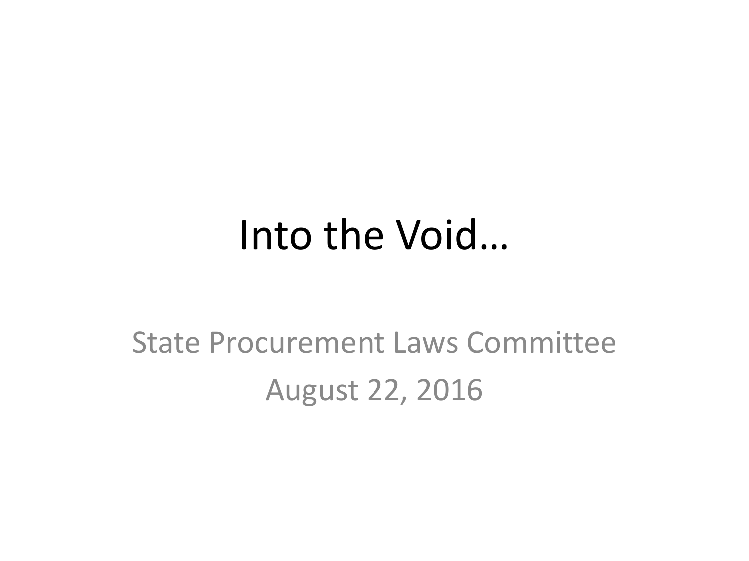# Into the Void…

State Procurement Laws Committee

August 22, 2016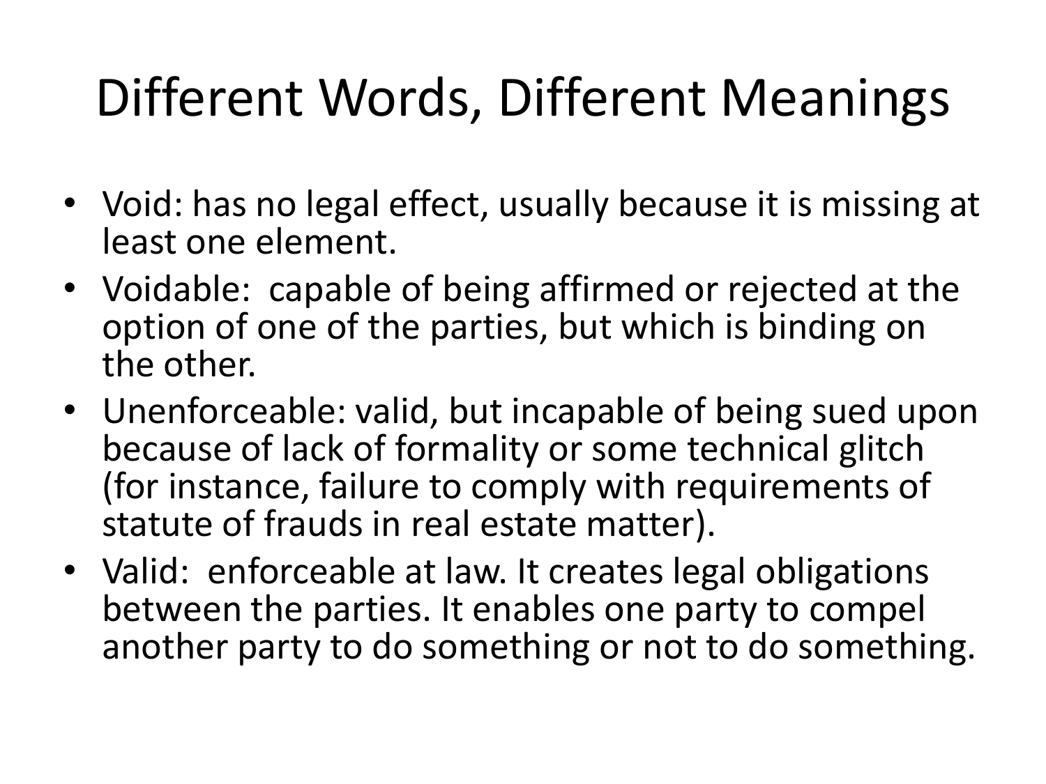# Different Words, Different Meanings

- Void: has no legal effect, usually because it is missing at least one element.
- Voidable: capable of being affirmed or rejected at the option of one of the parties, but which is binding on the other.
- Unenforceable: valid, but incapable of being sued upon because of lack of formality or some technical glitch (for instance, failure to comply with requirements of statute of frauds in real estate matter).
- Valid: enforceable at law. It creates legal obligations between the parties. It enables one party to compel another party to do something or not to do something.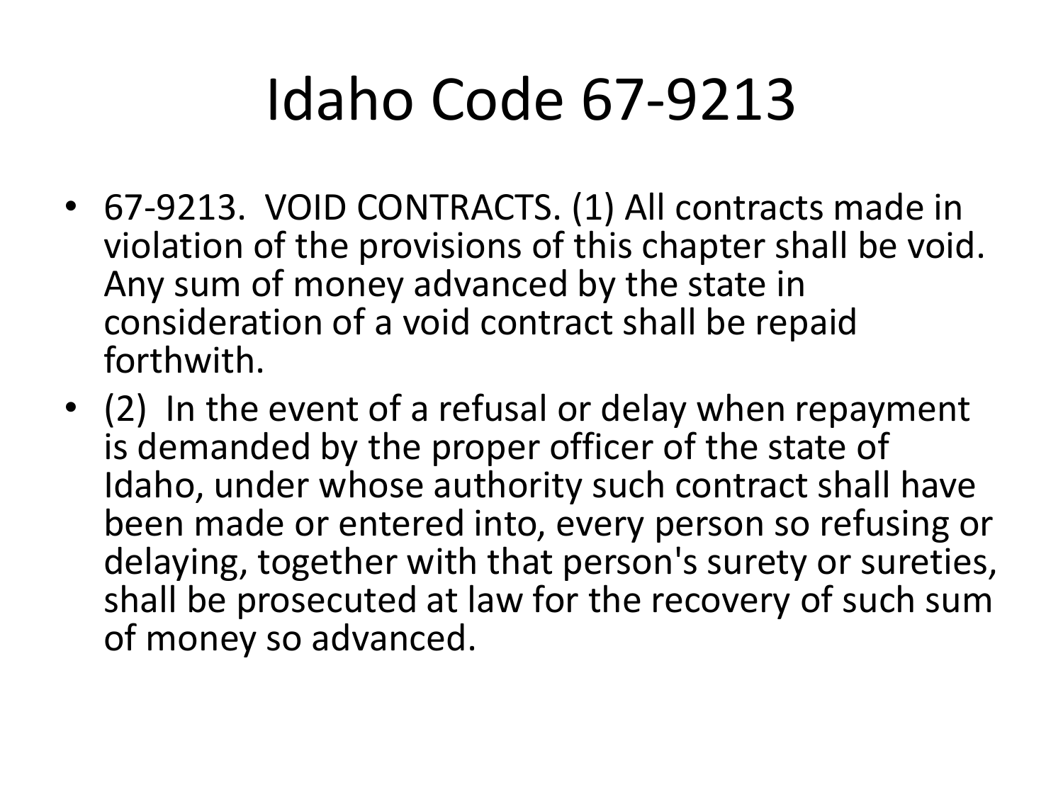# Idaho Code 67-9213

- 67-9213. VOID CONTRACTS. (1) All contracts made in violation of the provisions of this chapter shall be void. Any sum of money advanced by the state in consideration of a void contract shall be repaid forthwith.
- (2) In the event of a refusal or delay when repayment is demanded by the proper officer of the state of Idaho, under whose authority such contract shall have been made or entered into, every person so refusing or delaying, together with that person's surety or sureties, shall be prosecuted at law for the recovery of such sum of money so advanced.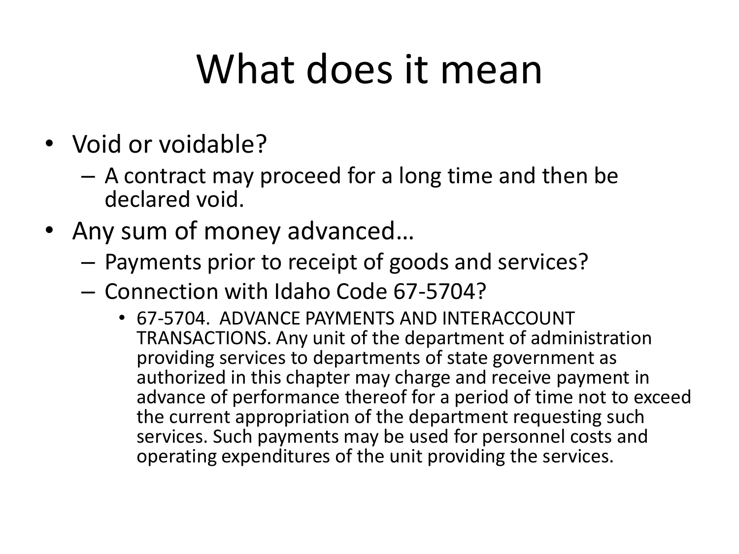# What does it mean

- Void or voidable?
  - A contract may proceed for a long time and then be declared void.
- Any sum of money advanced…
  - Payments prior to receipt of goods and services?
  - Connection with Idaho Code 67-5704?
    - 67-5704. ADVANCE PAYMENTS AND INTERACCOUNT TRANSACTIONS. Any unit of the department of administration providing services to departments of state government as authorized in this chapter may charge and receive payment in advance of performance thereof for a period of time not to exceed the current appropriation of the department requesting such services. Such payments may be used for personnel costs and operating expenditures of the unit providing the services.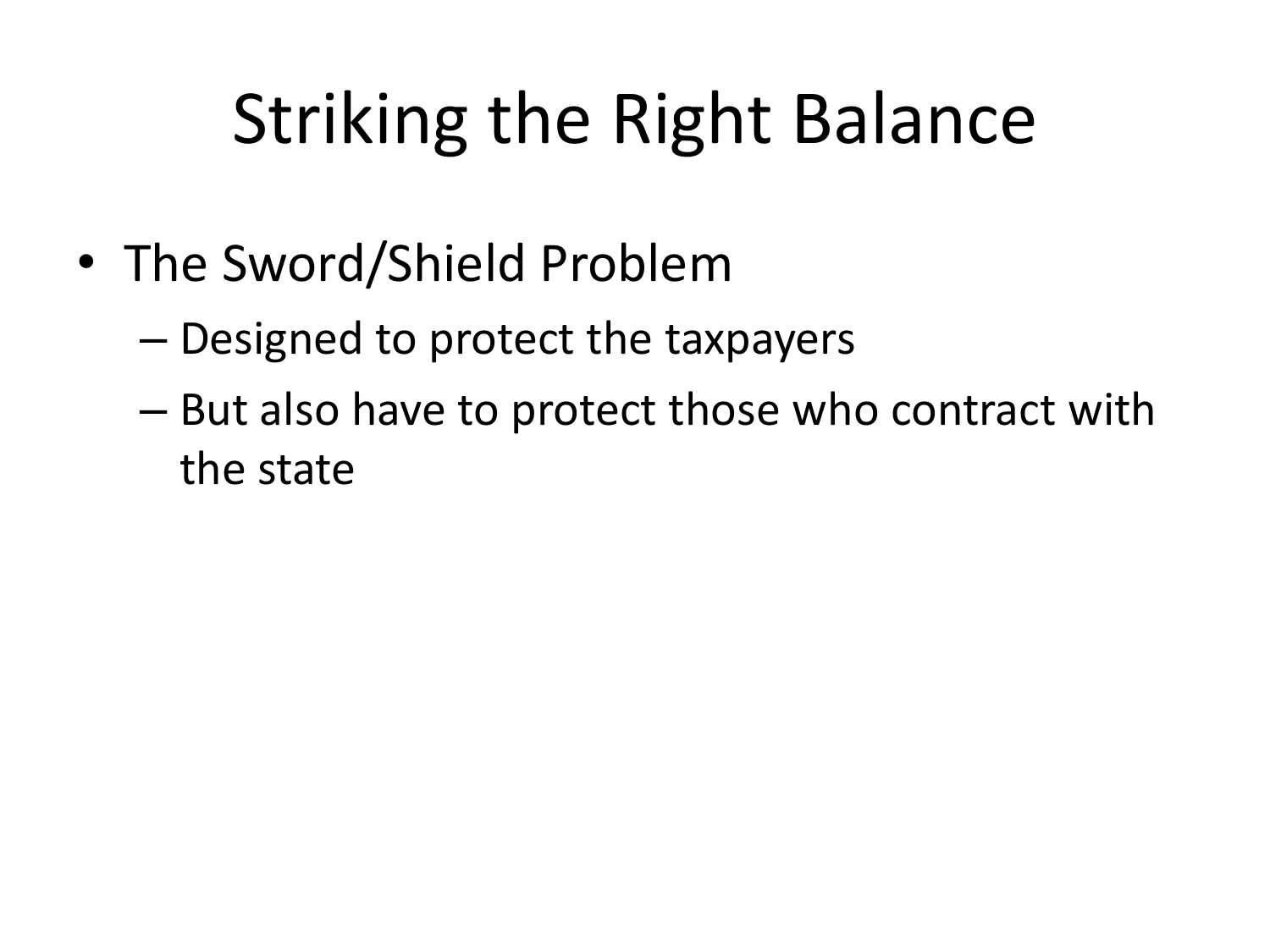# Striking the Right Balance

- The Sword/Shield Problem
  - Designed to protect the taxpayers
  - But also have to protect those who contract with the state